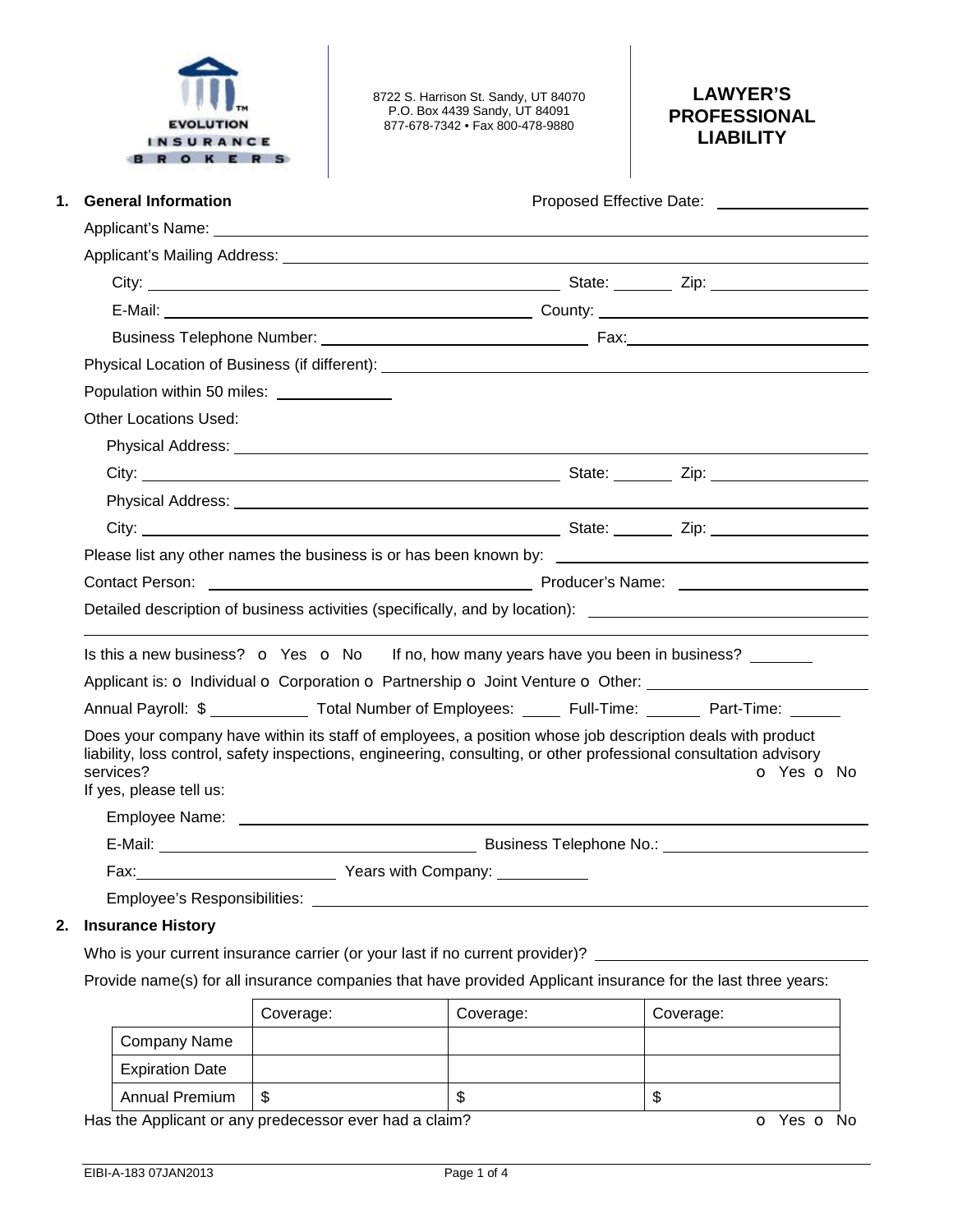8722 S. Harrison St. Sandy, UT 84070
P.O. Box 4439 Sandy, UT 84091
877-678-7342 • Fax 800-478-9880

# LAWYER'S PROFESSIONAL LIABILITY

## 1. General Information

Proposed Effective Date: ____________

Applicant's Name: ____________

Applicant's Mailing Address: ____________

City: ____________ State: ______ Zip: ____________

E-Mail: ____________ County: ____________

Business Telephone Number: ____________ Fax: ____________

Physical Location of Business (if different): ____________

Population within 50 miles: ____________

Other Locations Used:

Physical Address: ____________

City: ____________ State: ______ Zip: ____________

Physical Address: ____________

City: ____________ State: ______ Zip: ____________

Please list any other names the business is or has been known by: ____________

Contact Person: ____________ Producer's Name: ____________

Detailed description of business activities (specifically, and by location): ____________

Is this a new business? o Yes o No   If no, how many years have you been in business? ______

Applicant is: o Individual o Corporation o Partnership o Joint Venture o Other: ____________

Annual Payroll: $ ____________ Total Number of Employees: _____ Full-Time: ______ Part-Time: ______

Does your company have within its staff of employees, a position whose job description deals with product liability, loss control, safety inspections, engineering, consulting, or other professional consultation advisory services? o Yes o No

If yes, please tell us:

Employee Name: ____________

E-Mail: ____________ Business Telephone No.: ____________

Fax: ____________ Years with Company: ____________

Employee's Responsibilities: ____________

## 2. Insurance History

Who is your current insurance carrier (or your last if no current provider)? ____________

Provide name(s) for all insurance companies that have provided Applicant insurance for the last three years:

| | Coverage: | Coverage: | Coverage: |
|---|---|---|---|
| Company Name | | | |
| Expiration Date | | | |
| Annual Premium | $ | $ | $ |

Has the Applicant or any predecessor ever had a claim? o Yes o No

EIBI-A-183 07JAN2013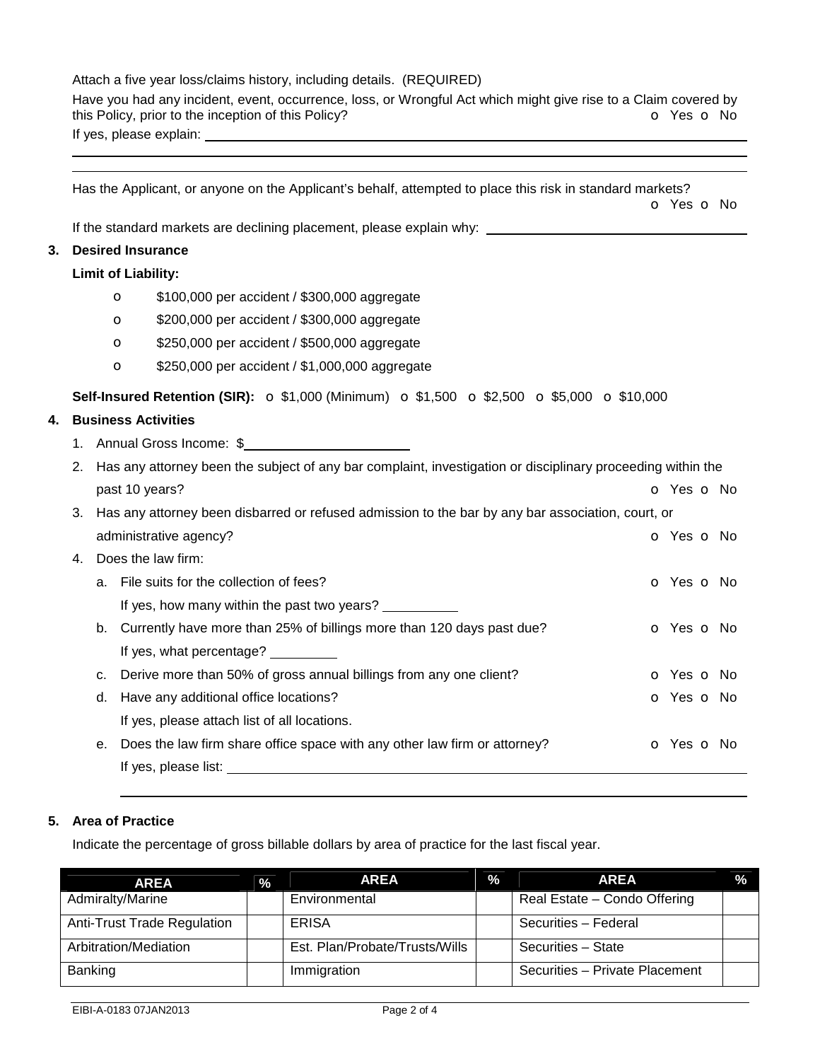Attach a five year loss/claims history, including details. (REQUIRED)

Have you had any incident, event, occurrence, loss, or Wrongful Act which might give rise to a Claim covered by this Policy, prior to the inception of this Policy? o Yes o No

If yes, please explain: ______________________________________________

______________________________________________

______________________________________________

Has the Applicant, or anyone on the Applicant's behalf, attempted to place this risk in standard markets? o Yes o No

If the standard markets are declining placement, please explain why: ______________________

## 3. Desired Insurance

**Limit of Liability:**

- o $100,000 per accident / $300,000 aggregate
- o $200,000 per accident / $300,000 aggregate
- o $250,000 per accident / $500,000 aggregate
- o $250,000 per accident / $1,000,000 aggregate

**Self-Insured Retention (SIR):** o $1,000 (Minimum) o $1,500 o $2,500 o $5,000 o $10,000

## 4. Business Activities

1. Annual Gross Income: $______________________
2. Has any attorney been the subject of any bar complaint, investigation or disciplinary proceeding within the past 10 years? o Yes o No
3. Has any attorney been disbarred or refused admission to the bar by any bar association, court, or administrative agency? o Yes o No
4. Does the law firm:
   - a. File suits for the collection of fees? o Yes o No

     If yes, how many within the past two years? __________
   - b. Currently have more than 25% of billings more than 120 days past due? o Yes o No

     If yes, what percentage? _________
   - c. Derive more than 50% of gross annual billings from any one client? o Yes o No
   - d. Have any additional office locations? o Yes o No

     If yes, please attach list of all locations.
   - e. Does the law firm share office space with any other law firm or attorney? o Yes o No

     If yes, please list: ______________________________________________

     ______________________________________________

## 5. Area of Practice

Indicate the percentage of gross billable dollars by area of practice for the last fiscal year.

| AREA | % | AREA | % | AREA | % |
|---|---|---|---|---|---|
| Admiralty/Marine | | Environmental | | Real Estate – Condo Offering | |
| Anti-Trust Trade Regulation | | ERISA | | Securities – Federal | |
| Arbitration/Mediation | | Est. Plan/Probate/Trusts/Wills | | Securities – State | |
| Banking | | Immigration | | Securities – Private Placement | |

EIBI-A-0183 07JAN2013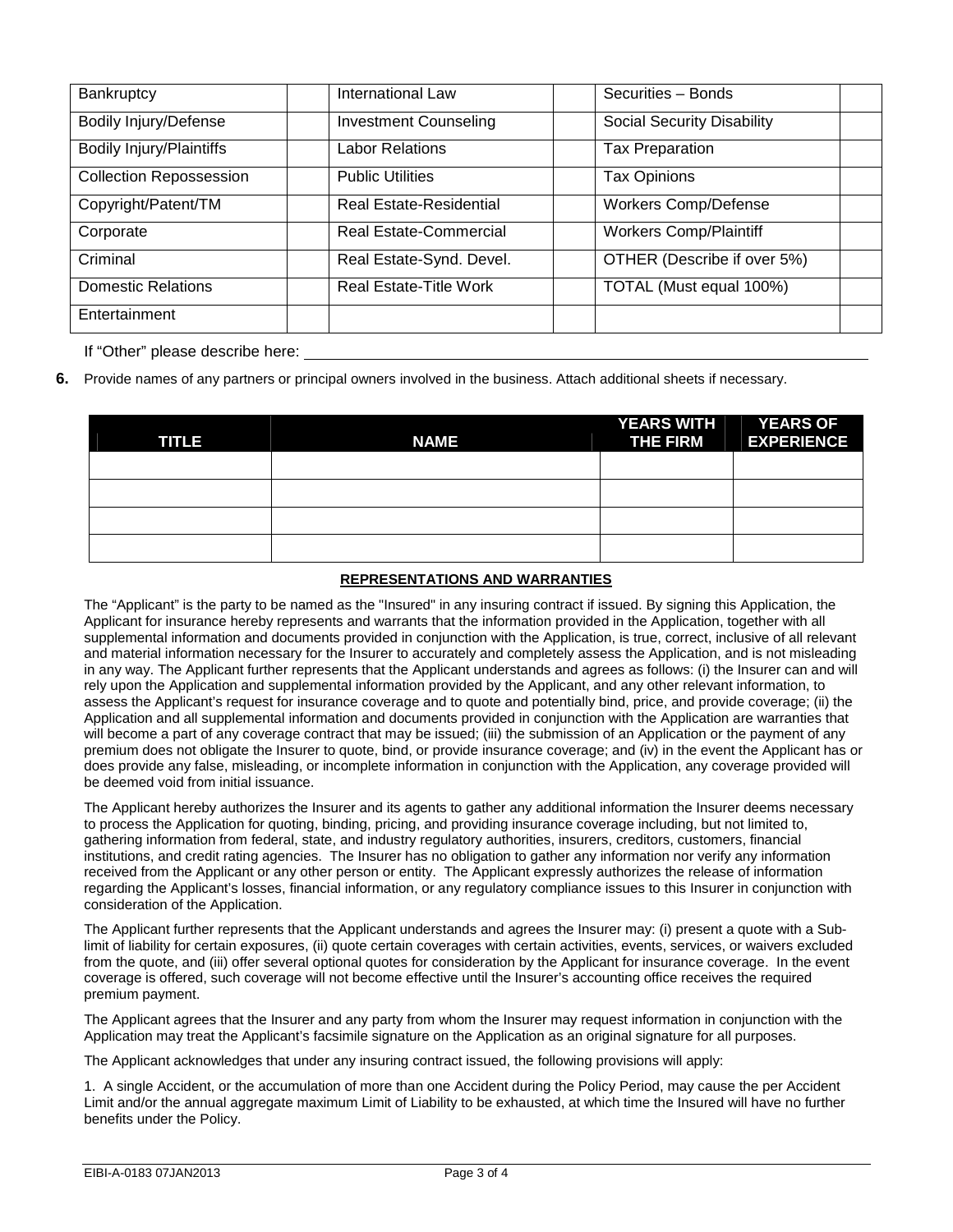| Bankruptcy | | International Law | | Securities – Bonds | |
|---|---|---|---|---|---|
| Bodily Injury/Defense | | Investment Counseling | | Social Security Disability | |
| Bodily Injury/Plaintiffs | | Labor Relations | | Tax Preparation | |
| Collection Repossession | | Public Utilities | | Tax Opinions | |
| Copyright/Patent/TM | | Real Estate-Residential | | Workers Comp/Defense | |
| Corporate | | Real Estate-Commercial | | Workers Comp/Plaintiff | |
| Criminal | | Real Estate-Synd. Devel. | | OTHER (Describe if over 5%) | |
| Domestic Relations | | Real Estate-Title Work | | TOTAL (Must equal 100%) | |
| Entertainment | | | | | |

If "Other" please describe here: ______________________________

**6.** Provide names of any partners or principal owners involved in the business. Attach additional sheets if necessary.

| TITLE | NAME | YEARS WITH THE FIRM | YEARS OF EXPERIENCE |
|---|---|---|---|
| | | | |
| | | | |
| | | | |
| | | | |

**REPRESENTATIONS AND WARRANTIES**

The "Applicant" is the party to be named as the "Insured" in any insuring contract if issued. By signing this Application, the Applicant for insurance hereby represents and warrants that the information provided in the Application, together with all supplemental information and documents provided in conjunction with the Application, is true, correct, inclusive of all relevant and material information necessary for the Insurer to accurately and completely assess the Application, and is not misleading in any way. The Applicant further represents that the Applicant understands and agrees as follows: (i) the Insurer can and will rely upon the Application and supplemental information provided by the Applicant, and any other relevant information, to assess the Applicant's request for insurance coverage and to quote and potentially bind, price, and provide coverage; (ii) the Application and all supplemental information and documents provided in conjunction with the Application are warranties that will become a part of any coverage contract that may be issued; (iii) the submission of an Application or the payment of any premium does not obligate the Insurer to quote, bind, or provide insurance coverage; and (iv) in the event the Applicant has or does provide any false, misleading, or incomplete information in conjunction with the Application, any coverage provided will be deemed void from initial issuance.

The Applicant hereby authorizes the Insurer and its agents to gather any additional information the Insurer deems necessary to process the Application for quoting, binding, pricing, and providing insurance coverage including, but not limited to, gathering information from federal, state, and industry regulatory authorities, insurers, creditors, customers, financial institutions, and credit rating agencies. The Insurer has no obligation to gather any information nor verify any information received from the Applicant or any other person or entity. The Applicant expressly authorizes the release of information regarding the Applicant's losses, financial information, or any regulatory compliance issues to this Insurer in conjunction with consideration of the Application.

The Applicant further represents that the Applicant understands and agrees the Insurer may: (i) present a quote with a Sub-limit of liability for certain exposures, (ii) quote certain coverages with certain activities, events, services, or waivers excluded from the quote, and (iii) offer several optional quotes for consideration by the Applicant for insurance coverage. In the event coverage is offered, such coverage will not become effective until the Insurer's accounting office receives the required premium payment.

The Applicant agrees that the Insurer and any party from whom the Insurer may request information in conjunction with the Application may treat the Applicant's facsimile signature on the Application as an original signature for all purposes.

The Applicant acknowledges that under any insuring contract issued, the following provisions will apply:

1. A single Accident, or the accumulation of more than one Accident during the Policy Period, may cause the per Accident Limit and/or the annual aggregate maximum Limit of Liability to be exhausted, at which time the Insured will have no further benefits under the Policy.

EIBI-A-0183 07JAN2013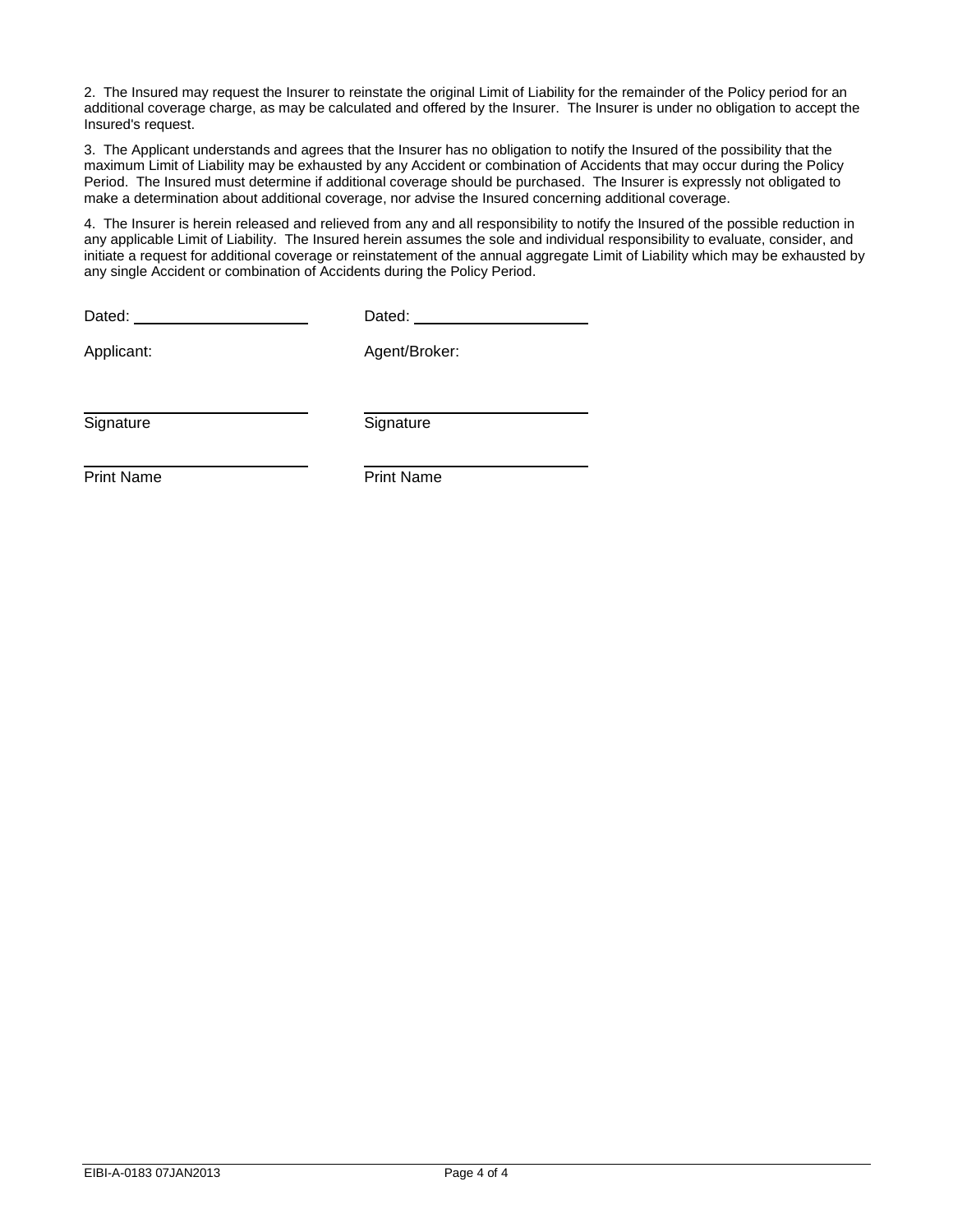2. The Insured may request the Insurer to reinstate the original Limit of Liability for the remainder of the Policy period for an additional coverage charge, as may be calculated and offered by the Insurer. The Insurer is under no obligation to accept the Insured's request.

3. The Applicant understands and agrees that the Insurer has no obligation to notify the Insured of the possibility that the maximum Limit of Liability may be exhausted by any Accident or combination of Accidents that may occur during the Policy Period. The Insured must determine if additional coverage should be purchased. The Insurer is expressly not obligated to make a determination about additional coverage, nor advise the Insured concerning additional coverage.

4. The Insurer is herein released and relieved from any and all responsibility to notify the Insured of the possible reduction in any applicable Limit of Liability. The Insured herein assumes the sole and individual responsibility to evaluate, consider, and initiate a request for additional coverage or reinstatement of the annual aggregate Limit of Liability which may be exhausted by any single Accident or combination of Accidents during the Policy Period.

| | |
|---|---|
| Dated: ____________________ | Dated: ____________________ |
| Applicant: | Agent/Broker: |
| ______________________<br>Signature | ______________________<br>Signature |
| ______________________<br>Print Name | ______________________<br>Print Name |

EIBI-A-0183 07JAN2013